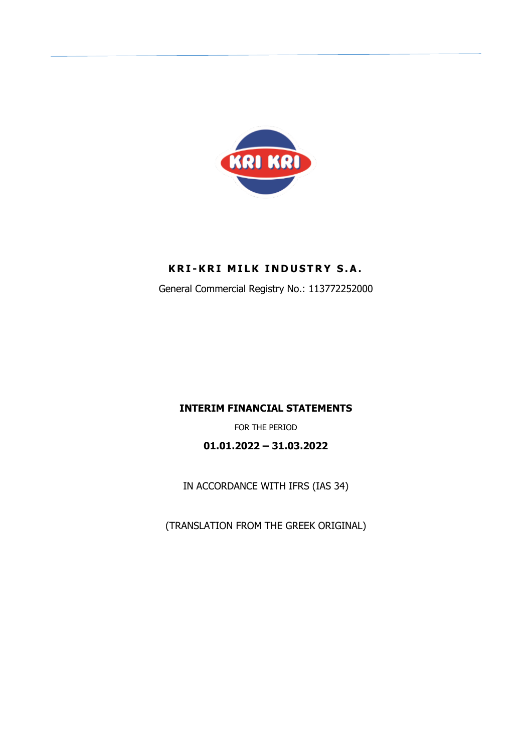# KRI-KRI MILK INDUSTRY S.A.

General Commercial Registry No.: 113772252000

## INTERIM FINANCIAL STATEMENTS

FOR THE PERIOD

**01.01.2022 – 31.03.2022**

IN ACCORDANCE WITH IFRS (IAS 34)

(TRANSLATION FROM THE GREEK ORIGINAL)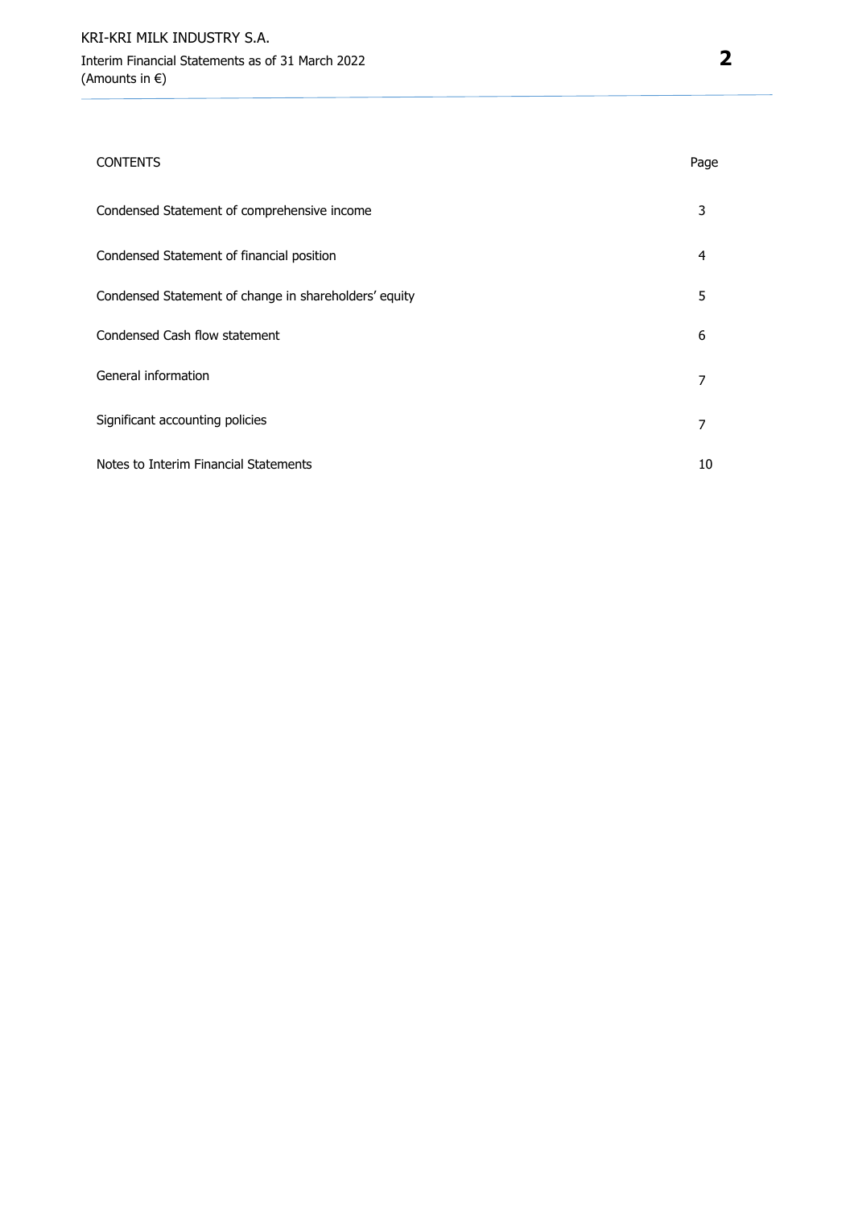| CONTENTS | Page |
| --- | --- |
| Condensed Statement of comprehensive income | 3 |
| Condensed Statement of financial position | 4 |
| Condensed Statement of change in shareholders' equity | 5 |
| Condensed Cash flow statement | 6 |
| General information | 7 |
| Significant accounting policies | 7 |
| Notes to Interim Financial Statements | 10 |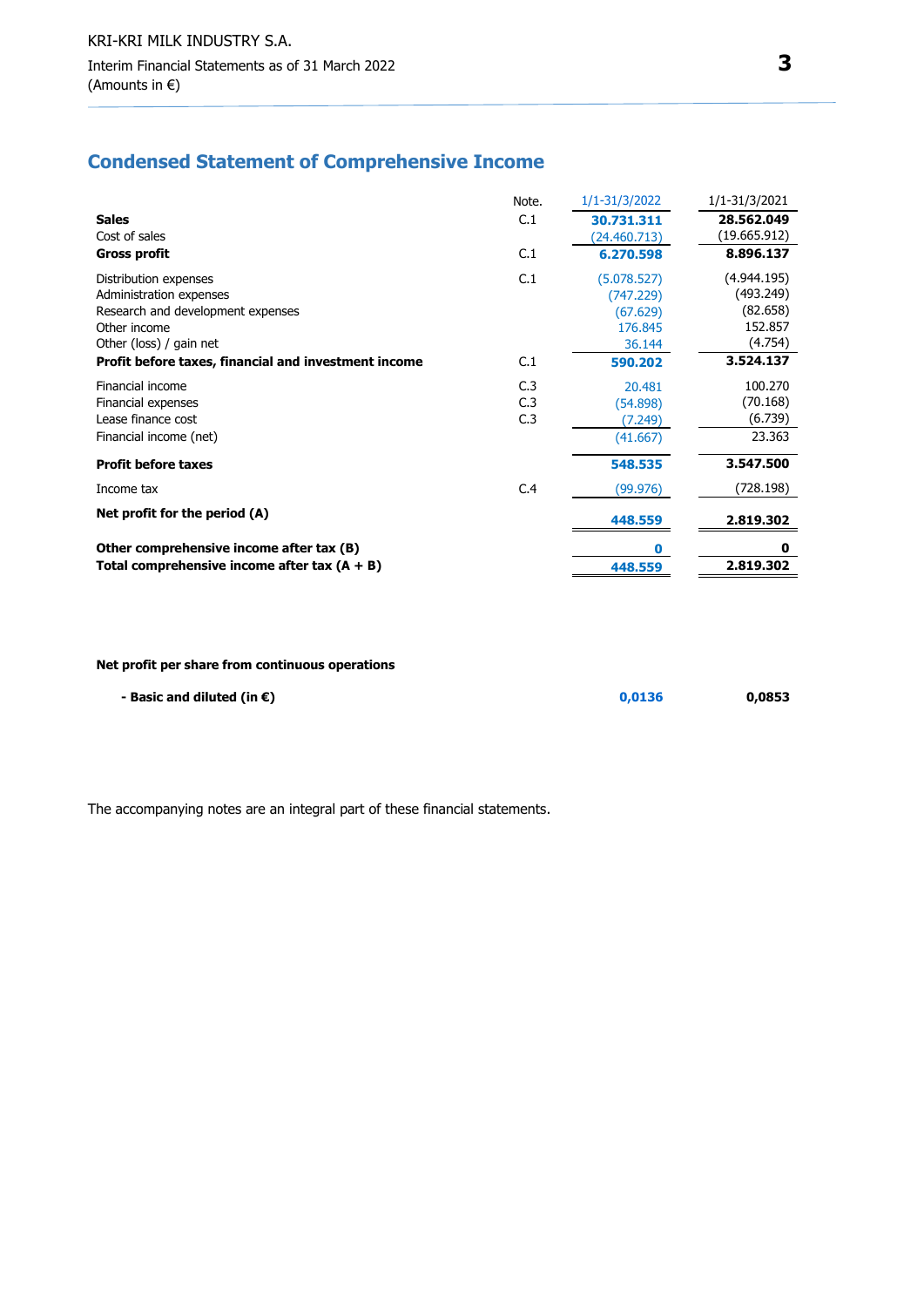## Condensed Statement of Comprehensive Income

| | Note. | 1/1-31/3/2022 | 1/1-31/3/2021 |
|---|---|---|---|
| **Sales** | C.1 | **30.731.311** | **28.562.049** |
| Cost of sales | | (24.460.713) | (19.665.912) |
| **Gross profit** | C.1 | **6.270.598** | **8.896.137** |
| Distribution expenses | C.1 | (5.078.527) | (4.944.195) |
| Administration expenses | | (747.229) | (493.249) |
| Research and development expenses | | (67.629) | (82.658) |
| Other income | | 176.845 | 152.857 |
| Other (loss) / gain net | | 36.144 | (4.754) |
| **Profit before taxes, financial and investment income** | C.1 | **590.202** | **3.524.137** |
| Financial income | C.3 | 20.481 | 100.270 |
| Financial expenses | C.3 | (54.898) | (70.168) |
| Lease finance cost | C.3 | (7.249) | (6.739) |
| Financial income (net) | | (41.667) | 23.363 |
| **Profit before taxes** | | **548.535** | **3.547.500** |
| Income tax | C.4 | (99.976) | (728.198) |
| **Net profit for the period (A)** | | **448.559** | **2.819.302** |
| **Other comprehensive income after tax (B)** | | **0** | **0** |
| **Total comprehensive income after tax (A + B)** | | **448.559** | **2.819.302** |

| | | | |
|---|---|---|---|
| **Net profit per share from continuous operations** | | | |
| **- Basic and diluted (in €)** | | **0,0136** | **0,0853** |

The accompanying notes are an integral part of these financial statements.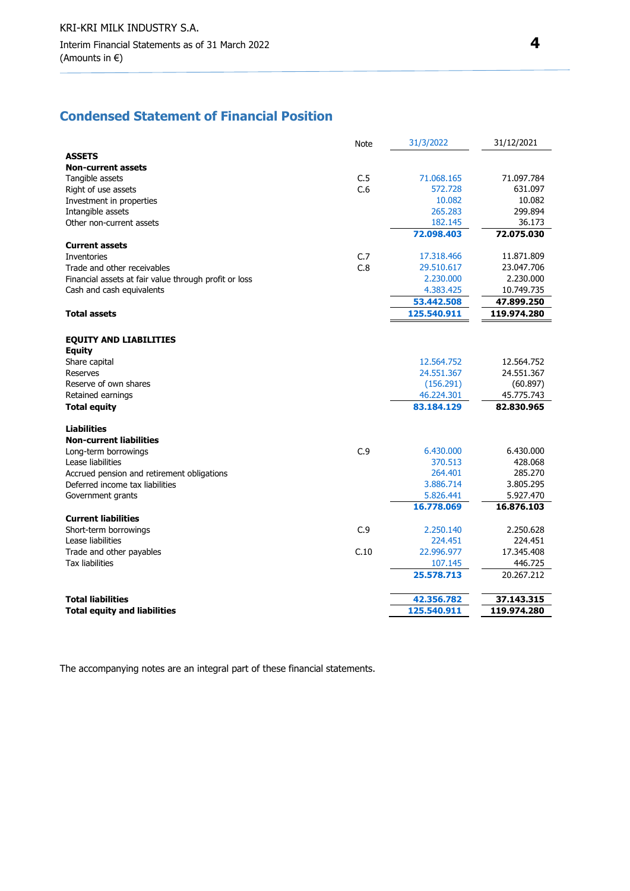## Condensed Statement of Financial Position

| | Note | 31/3/2022 | 31/12/2021 |
|---|---|---|---|
| **ASSETS** | | | |
| **Non-current assets** | | | |
| Tangible assets | C.5 | 71.068.165 | 71.097.784 |
| Right of use assets | C.6 | 572.728 | 631.097 |
| Investment in properties | | 10.082 | 10.082 |
| Intangible assets | | 265.283 | 299.894 |
| Other non-current assets | | 182.145 | 36.173 |
| | | **72.098.403** | **72.075.030** |
| **Current assets** | | | |
| Inventories | C.7 | 17.318.466 | 11.871.809 |
| Trade and other receivables | C.8 | 29.510.617 | 23.047.706 |
| Financial assets at fair value through profit or loss | | 2.230.000 | 2.230.000 |
| Cash and cash equivalents | | 4.383.425 | 10.749.735 |
| | | **53.442.508** | **47.899.250** |
| **Total assets** | | **125.540.911** | **119.974.280** |
| | | | |
| **EQUITY AND LIABILITIES** | | | |
| **Equity** | | | |
| Share capital | | 12.564.752 | 12.564.752 |
| Reserves | | 24.551.367 | 24.551.367 |
| Reserve of own shares | | (156.291) | (60.897) |
| Retained earnings | | 46.224.301 | 45.775.743 |
| **Total equity** | | **83.184.129** | **82.830.965** |
| | | | |
| **Liabilities** | | | |
| **Non-current liabilities** | | | |
| Long-term borrowings | C.9 | 6.430.000 | 6.430.000 |
| Lease liabilities | | 370.513 | 428.068 |
| Accrued pension and retirement obligations | | 264.401 | 285.270 |
| Deferred income tax liabilities | | 3.886.714 | 3.805.295 |
| Government grants | | 5.826.441 | 5.927.470 |
| | | **16.778.069** | **16.876.103** |
| **Current liabilities** | | | |
| Short-term borrowings | C.9 | 2.250.140 | 2.250.628 |
| Lease liabilities | | 224.451 | 224.451 |
| Trade and other payables | C.10 | 22.996.977 | 17.345.408 |
| Tax liabilities | | 107.145 | 446.725 |
| | | **25.578.713** | 20.267.212 |
| | | | |
| **Total liabilities** | | **42.356.782** | **37.143.315** |
| **Total equity and liabilities** | | **125.540.911** | **119.974.280** |

The accompanying notes are an integral part of these financial statements.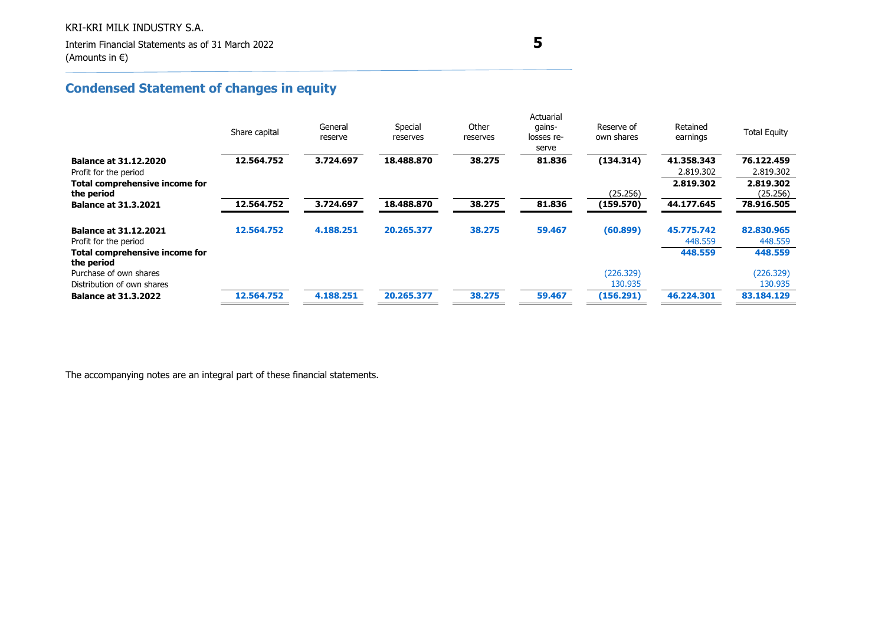KRI-KRI MILK INDUSTRY S.A.

Interim Financial Statements as of 31 March 2022

(Amounts in €)

## Condensed Statement of changes in equity

| | Share capital | General reserve | Special reserves | Other reserves | Actuarial gains-losses reserve | Reserve of own shares | Retained earnings | Total Equity |
|---|---|---|---|---|---|---|---|---|
| **Balance at 31.12.2020** | **12.564.752** | **3.724.697** | **18.488.870** | **38.275** | **81.836** | **(134.314)** | **41.358.343** | **76.122.459** |
| Profit for the period | | | | | | | 2.819.302 | 2.819.302 |
| **Total comprehensive income for the period** | | | | | | | **2.819.302** | **2.819.302** |
| | | | | | | (25.256) | | (25.256) |
| **Balance at 31.3.2021** | **12.564.752** | **3.724.697** | **18.488.870** | **38.275** | **81.836** | **(159.570)** | **44.177.645** | **78.916.505** |
| | | | | | | | | |
| **Balance at 31.12.2021** | **12.564.752** | **4.188.251** | **20.265.377** | **38.275** | **59.467** | **(60.899)** | **45.775.742** | **82.830.965** |
| Profit for the period | | | | | | | 448.559 | 448.559 |
| **Total comprehensive income for the period** | | | | | | | **448.559** | **448.559** |
| Purchase of own shares | | | | | | (226.329) | | (226.329) |
| Distribution of own shares | | | | | | 130.935 | | 130.935 |
| **Balance at 31.3.2022** | **12.564.752** | **4.188.251** | **20.265.377** | **38.275** | **59.467** | **(156.291)** | **46.224.301** | **83.184.129** |

The accompanying notes are an integral part of these financial statements.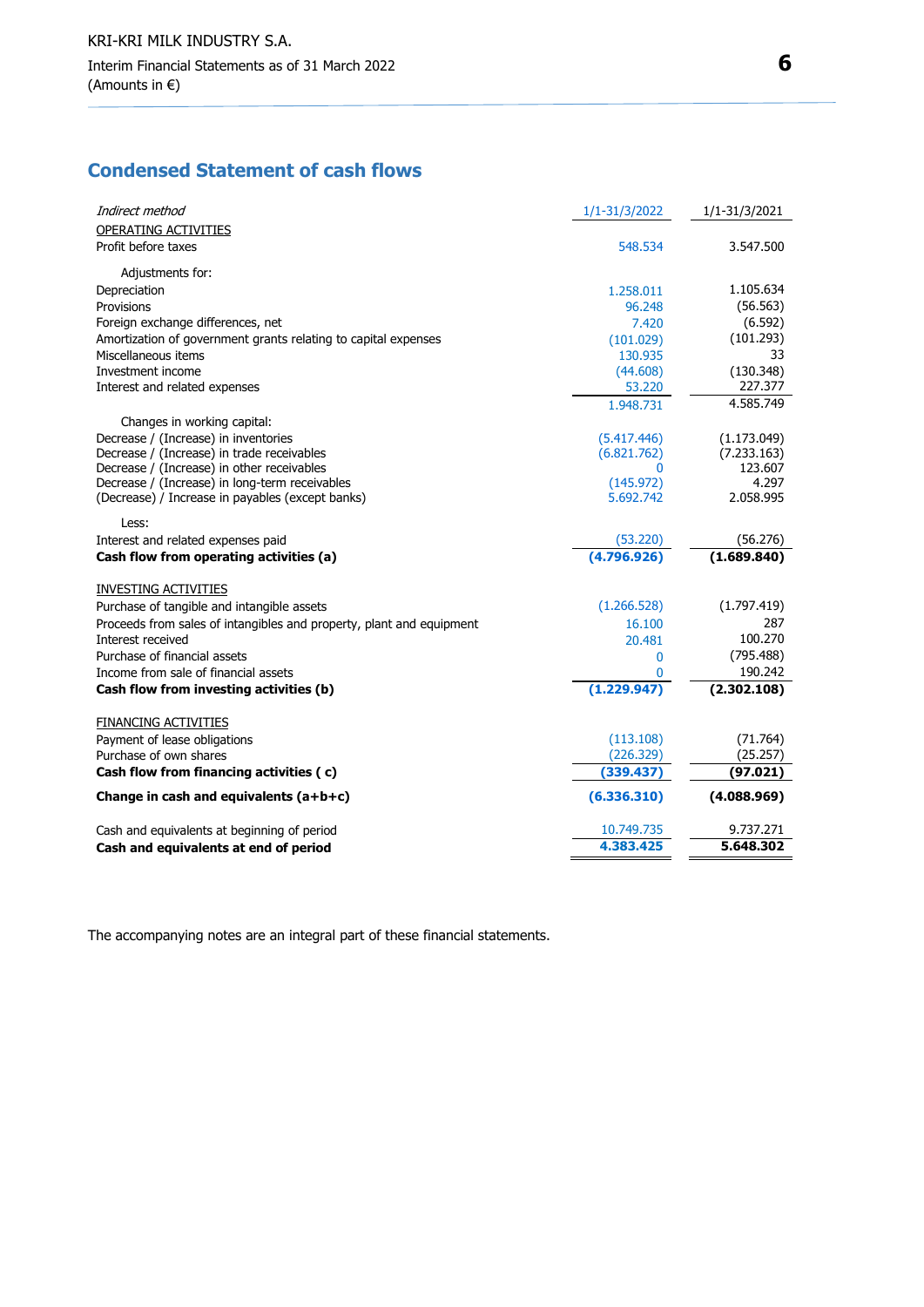## Condensed Statement of cash flows

| *Indirect method* | 1/1-31/3/2022 | 1/1-31/3/2021 |
|---|---|---|
| OPERATING ACTIVITIES | | |
| Profit before taxes | 548.534 | 3.547.500 |
| Adjustments for: | | |
| Depreciation | 1.258.011 | 1.105.634 |
| Provisions | 96.248 | (56.563) |
| Foreign exchange differences, net | 7.420 | (6.592) |
| Amortization of government grants relating to capital expenses | (101.029) | (101.293) |
| Miscellaneous items | 130.935 | 33 |
| Investment income | (44.608) | (130.348) |
| Interest and related expenses | 53.220 | 227.377 |
| | 1.948.731 | 4.585.749 |
| Changes in working capital: | | |
| Decrease / (Increase) in inventories | (5.417.446) | (1.173.049) |
| Decrease / (Increase) in trade receivables | (6.821.762) | (7.233.163) |
| Decrease / (Increase) in other receivables | 0 | 123.607 |
| Decrease / (Increase) in long-term receivables | (145.972) | 4.297 |
| (Decrease) / Increase in payables (except banks) | 5.692.742 | 2.058.995 |
| Less: | | |
| Interest and related expenses paid | (53.220) | (56.276) |
| **Cash flow from operating activities (a)** | **(4.796.926)** | **(1.689.840)** |
| INVESTING ACTIVITIES | | |
| Purchase of tangible and intangible assets | (1.266.528) | (1.797.419) |
| Proceeds from sales of intangibles and property, plant and equipment | 16.100 | 287 |
| Interest received | 20.481 | 100.270 |
| Purchase of financial assets | 0 | (795.488) |
| Income from sale of financial assets | 0 | 190.242 |
| **Cash flow from investing activities (b)** | **(1.229.947)** | **(2.302.108)** |
| FINANCING ACTIVITIES | | |
| Payment of lease obligations | (113.108) | (71.764) |
| Purchase of own shares | (226.329) | (25.257) |
| **Cash flow from financing activities ( c)** | **(339.437)** | **(97.021)** |
| **Change in cash and equivalents (a+b+c)** | **(6.336.310)** | **(4.088.969)** |
| Cash and equivalents at beginning of period | 10.749.735 | 9.737.271 |
| **Cash and equivalents at end of period** | **4.383.425** | **5.648.302** |

The accompanying notes are an integral part of these financial statements.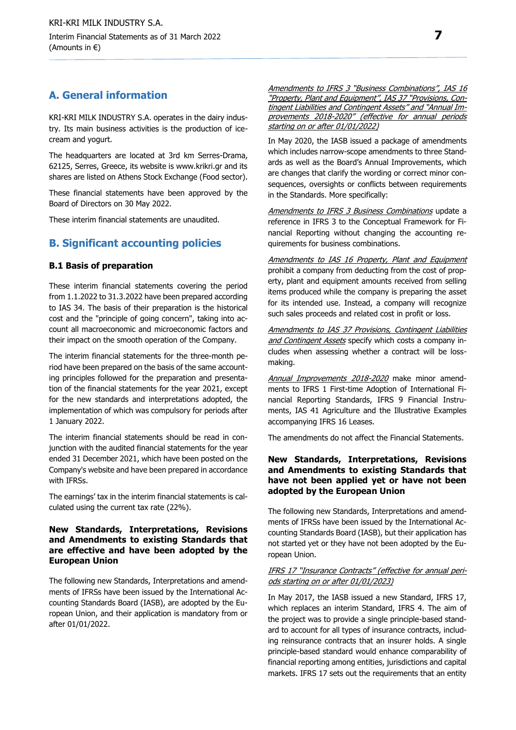## A. General information

KRI-KRI MILK INDUSTRY S.A. operates in the dairy industry. Its main business activities is the production of ice-cream and yogurt.

The headquarters are located at 3rd km Serres-Drama, 62125, Serres, Greece, its website is www.krikri.gr and its shares are listed on Athens Stock Exchange (Food sector).

These financial statements have been approved by the Board of Directors on 30 May 2022.

These interim financial statements are unaudited.

## B. Significant accounting policies

### B.1 Basis of preparation

These interim financial statements covering the period from 1.1.2022 to 31.3.2022 have been prepared according to IAS 34. The basis of their preparation is the historical cost and the "principle of going concern", taking into account all macroeconomic and microeconomic factors and their impact on the smooth operation of the Company.

The interim financial statements for the three-month period have been prepared on the basis of the same accounting principles followed for the preparation and presentation of the financial statements for the year 2021, except for the new standards and interpretations adopted, the implementation of which was compulsory for periods after 1 January 2022.

The interim financial statements should be read in conjunction with the audited financial statements for the year ended 31 December 2021, which have been posted on the Company's website and have been prepared in accordance with IFRSs.

The earnings' tax in the interim financial statements is calculated using the current tax rate (22%).

#### New Standards, Interpretations, Revisions and Amendments to existing Standards that are effective and have been adopted by the European Union

The following new Standards, Interpretations and amendments of IFRSs have been issued by the International Accounting Standards Board (IASB), are adopted by the European Union, and their application is mandatory from or after 01/01/2022.

*Amendments to IFRS 3 "Business Combinations", IAS 16 "Property, Plant and Equipment", IAS 37 "Provisions, Contingent Liabilities and Contingent Assets" and "Annual Improvements 2018-2020" (effective for annual periods starting on or after 01/01/2022)*

In May 2020, the IASB issued a package of amendments which includes narrow-scope amendments to three Standards as well as the Board's Annual Improvements, which are changes that clarify the wording or correct minor consequences, oversights or conflicts between requirements in the Standards. More specifically:

*Amendments to IFRS 3 Business Combinations* update a reference in IFRS 3 to the Conceptual Framework for Financial Reporting without changing the accounting requirements for business combinations.

*Amendments to IAS 16 Property, Plant and Equipment* prohibit a company from deducting from the cost of property, plant and equipment amounts received from selling items produced while the company is preparing the asset for its intended use. Instead, a company will recognize such sales proceeds and related cost in profit or loss.

*Amendments to IAS 37 Provisions, Contingent Liabilities and Contingent Assets* specify which costs a company includes when assessing whether a contract will be loss-making.

*Annual Improvements 2018-2020* make minor amendments to IFRS 1 First-time Adoption of International Financial Reporting Standards, IFRS 9 Financial Instruments, IAS 41 Agriculture and the Illustrative Examples accompanying IFRS 16 Leases.

The amendments do not affect the Financial Statements.

#### New Standards, Interpretations, Revisions and Amendments to existing Standards that have not been applied yet or have not been adopted by the European Union

The following new Standards, Interpretations and amendments of IFRSs have been issued by the International Accounting Standards Board (IASB), but their application has not started yet or they have not been adopted by the European Union.

*IFRS 17 "Insurance Contracts" (effective for annual periods starting on or after 01/01/2023)*

In May 2017, the IASB issued a new Standard, IFRS 17, which replaces an interim Standard, IFRS 4. The aim of the project was to provide a single principle-based standard to account for all types of insurance contracts, including reinsurance contracts that an insurer holds. A single principle-based standard would enhance comparability of financial reporting among entities, jurisdictions and capital markets. IFRS 17 sets out the requirements that an entity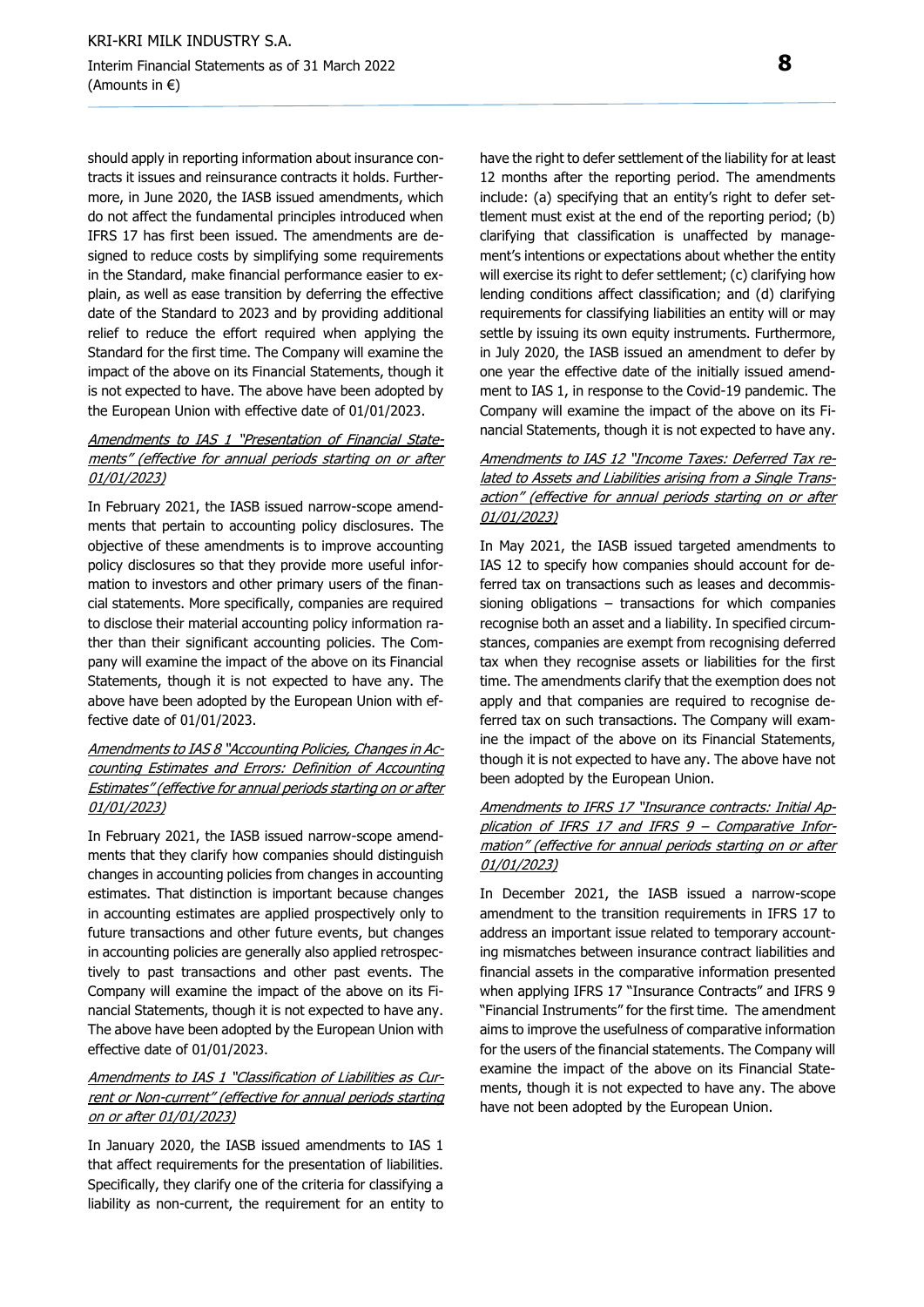should apply in reporting information about insurance contracts it issues and reinsurance contracts it holds. Furthermore, in June 2020, the IASB issued amendments, which do not affect the fundamental principles introduced when IFRS 17 has first been issued. The amendments are designed to reduce costs by simplifying some requirements in the Standard, make financial performance easier to explain, as well as ease transition by deferring the effective date of the Standard to 2023 and by providing additional relief to reduce the effort required when applying the Standard for the first time. The Company will examine the impact of the above on its Financial Statements, though it is not expected to have. The above have been adopted by the European Union with effective date of 01/01/2023.

*Amendments to IAS 1 "Presentation of Financial Statements" (effective for annual periods starting on or after 01/01/2023)*

In February 2021, the IASB issued narrow-scope amendments that pertain to accounting policy disclosures. The objective of these amendments is to improve accounting policy disclosures so that they provide more useful information to investors and other primary users of the financial statements. More specifically, companies are required to disclose their material accounting policy information rather than their significant accounting policies. The Company will examine the impact of the above on its Financial Statements, though it is not expected to have any. The above have been adopted by the European Union with effective date of 01/01/2023.

*Amendments to IAS 8 "Accounting Policies, Changes in Accounting Estimates and Errors: Definition of Accounting Estimates" (effective for annual periods starting on or after 01/01/2023)*

In February 2021, the IASB issued narrow-scope amendments that they clarify how companies should distinguish changes in accounting policies from changes in accounting estimates. That distinction is important because changes in accounting estimates are applied prospectively only to future transactions and other future events, but changes in accounting policies are generally also applied retrospectively to past transactions and other past events. The Company will examine the impact of the above on its Financial Statements, though it is not expected to have any. The above have been adopted by the European Union with effective date of 01/01/2023.

*Amendments to IAS 1 "Classification of Liabilities as Current or Non-current" (effective for annual periods starting on or after 01/01/2023)*

In January 2020, the IASB issued amendments to IAS 1 that affect requirements for the presentation of liabilities. Specifically, they clarify one of the criteria for classifying a liability as non-current, the requirement for an entity to have the right to defer settlement of the liability for at least 12 months after the reporting period. The amendments include: (a) specifying that an entity's right to defer settlement must exist at the end of the reporting period; (b) clarifying that classification is unaffected by management's intentions or expectations about whether the entity will exercise its right to defer settlement; (c) clarifying how lending conditions affect classification; and (d) clarifying requirements for classifying liabilities an entity will or may settle by issuing its own equity instruments. Furthermore, in July 2020, the IASB issued an amendment to defer by one year the effective date of the initially issued amendment to IAS 1, in response to the Covid-19 pandemic. The Company will examine the impact of the above on its Financial Statements, though it is not expected to have any.

*Amendments to IAS 12 "Income Taxes: Deferred Tax related to Assets and Liabilities arising from a Single Transaction" (effective for annual periods starting on or after 01/01/2023)*

In May 2021, the IASB issued targeted amendments to IAS 12 to specify how companies should account for deferred tax on transactions such as leases and decommissioning obligations – transactions for which companies recognise both an asset and a liability. In specified circumstances, companies are exempt from recognising deferred tax when they recognise assets or liabilities for the first time. The amendments clarify that the exemption does not apply and that companies are required to recognise deferred tax on such transactions. The Company will examine the impact of the above on its Financial Statements, though it is not expected to have any. The above have not been adopted by the European Union.

*Amendments to IFRS 17 "Insurance contracts: Initial Application of IFRS 17 and IFRS 9 – Comparative Information" (effective for annual periods starting on or after 01/01/2023)*

In December 2021, the IASB issued a narrow-scope amendment to the transition requirements in IFRS 17 to address an important issue related to temporary accounting mismatches between insurance contract liabilities and financial assets in the comparative information presented when applying IFRS 17 "Insurance Contracts" and IFRS 9 "Financial Instruments" for the first time. The amendment aims to improve the usefulness of comparative information for the users of the financial statements. The Company will examine the impact of the above on its Financial Statements, though it is not expected to have any. The above have not been adopted by the European Union.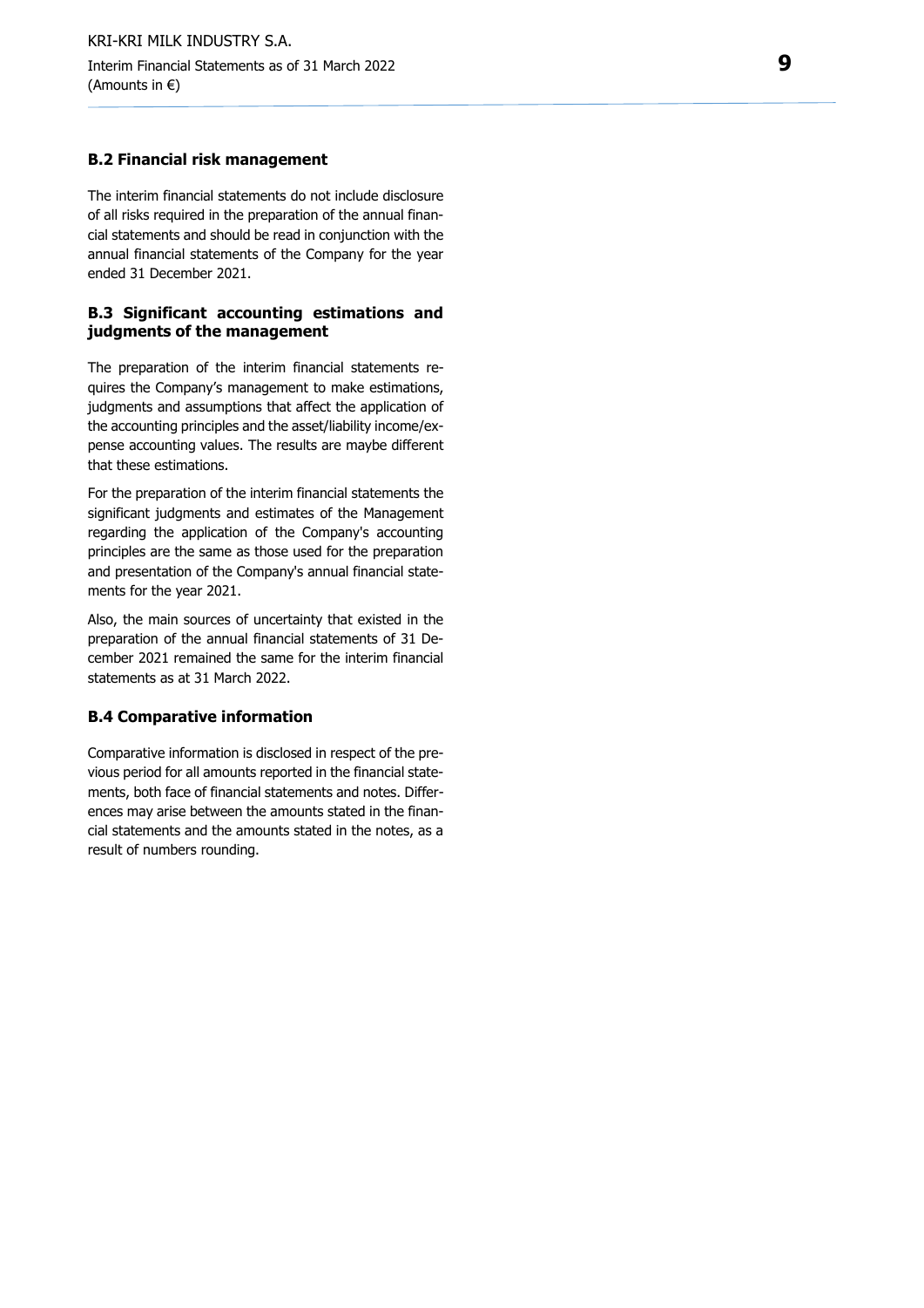### B.2 Financial risk management

The interim financial statements do not include disclosure of all risks required in the preparation of the annual financial statements and should be read in conjunction with the annual financial statements of the Company for the year ended 31 December 2021.

### B.3 Significant accounting estimations and judgments of the management

The preparation of the interim financial statements requires the Company's management to make estimations, judgments and assumptions that affect the application of the accounting principles and the asset/liability income/expense accounting values. The results are maybe different that these estimations.

For the preparation of the interim financial statements the significant judgments and estimates of the Management regarding the application of the Company's accounting principles are the same as those used for the preparation and presentation of the Company's annual financial statements for the year 2021.

Also, the main sources of uncertainty that existed in the preparation of the annual financial statements of 31 December 2021 remained the same for the interim financial statements as at 31 March 2022.

### B.4 Comparative information

Comparative information is disclosed in respect of the previous period for all amounts reported in the financial statements, both face of financial statements and notes. Differences may arise between the amounts stated in the financial statements and the amounts stated in the notes, as a result of numbers rounding.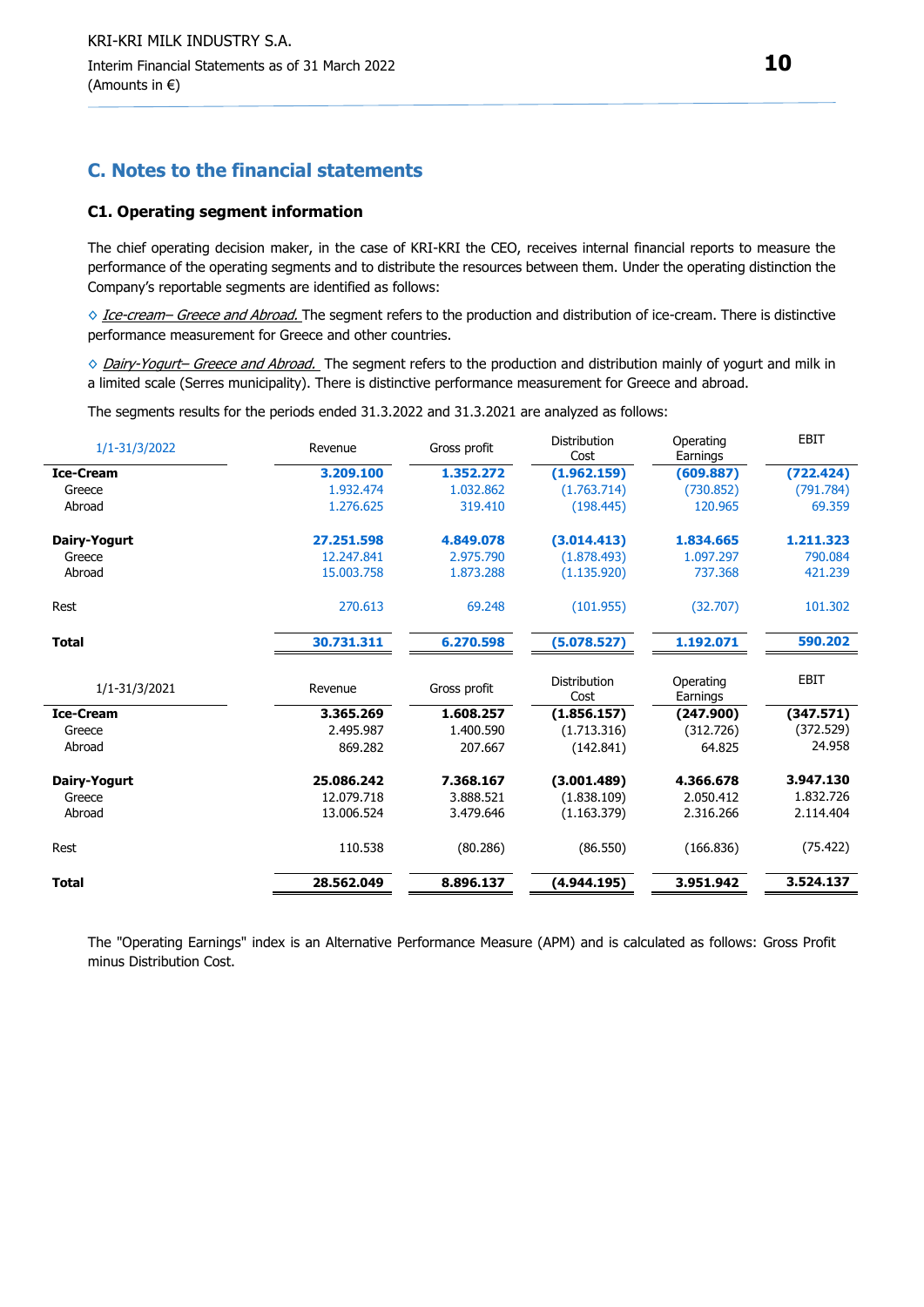# C. Notes to the financial statements

## C1. Operating segment information

The chief operating decision maker, in the case of KRI-KRI the CEO, receives internal financial reports to measure the performance of the operating segments and to distribute the resources between them. Under the operating distinction the Company's reportable segments are identified as follows:

◇ *Ice-cream– Greece and Abroad.* The segment refers to the production and distribution of ice-cream. There is distinctive performance measurement for Greece and other countries.

◇ *Dairy-Yogurt– Greece and Abroad.* The segment refers to the production and distribution mainly of yogurt and milk in a limited scale (Serres municipality). There is distinctive performance measurement for Greece and abroad.

The segments results for the periods ended 31.3.2022 and 31.3.2021 are analyzed as follows:

| 1/1-31/3/2022 | Revenue | Gross profit | Distribution Cost | Operating Earnings | EBIT |
|---|---|---|---|---|---|
| **Ice-Cream** | **3.209.100** | **1.352.272** | **(1.962.159)** | **(609.887)** | **(722.424)** |
| Greece | 1.932.474 | 1.032.862 | (1.763.714) | (730.852) | (791.784) |
| Abroad | 1.276.625 | 319.410 | (198.445) | 120.965 | 69.359 |
| **Dairy-Yogurt** | **27.251.598** | **4.849.078** | **(3.014.413)** | **1.834.665** | **1.211.323** |
| Greece | 12.247.841 | 2.975.790 | (1.878.493) | 1.097.297 | 790.084 |
| Abroad | 15.003.758 | 1.873.288 | (1.135.920) | 737.368 | 421.239 |
| Rest | 270.613 | 69.248 | (101.955) | (32.707) | 101.302 |
| **Total** | **30.731.311** | **6.270.598** | **(5.078.527)** | **1.192.071** | **590.202** |

| 1/1-31/3/2021 | Revenue | Gross profit | Distribution Cost | Operating Earnings | EBIT |
|---|---|---|---|---|---|
| **Ice-Cream** | **3.365.269** | **1.608.257** | **(1.856.157)** | **(247.900)** | **(347.571)** |
| Greece | 2.495.987 | 1.400.590 | (1.713.316) | (312.726) | (372.529) |
| Abroad | 869.282 | 207.667 | (142.841) | 64.825 | 24.958 |
| **Dairy-Yogurt** | **25.086.242** | **7.368.167** | **(3.001.489)** | **4.366.678** | **3.947.130** |
| Greece | 12.079.718 | 3.888.521 | (1.838.109) | 2.050.412 | 1.832.726 |
| Abroad | 13.006.524 | 3.479.646 | (1.163.379) | 2.316.266 | 2.114.404 |
| Rest | 110.538 | (80.286) | (86.550) | (166.836) | (75.422) |
| **Total** | **28.562.049** | **8.896.137** | **(4.944.195)** | **3.951.942** | **3.524.137** |

The "Operating Earnings" index is an Alternative Performance Measure (APM) and is calculated as follows: Gross Profit minus Distribution Cost.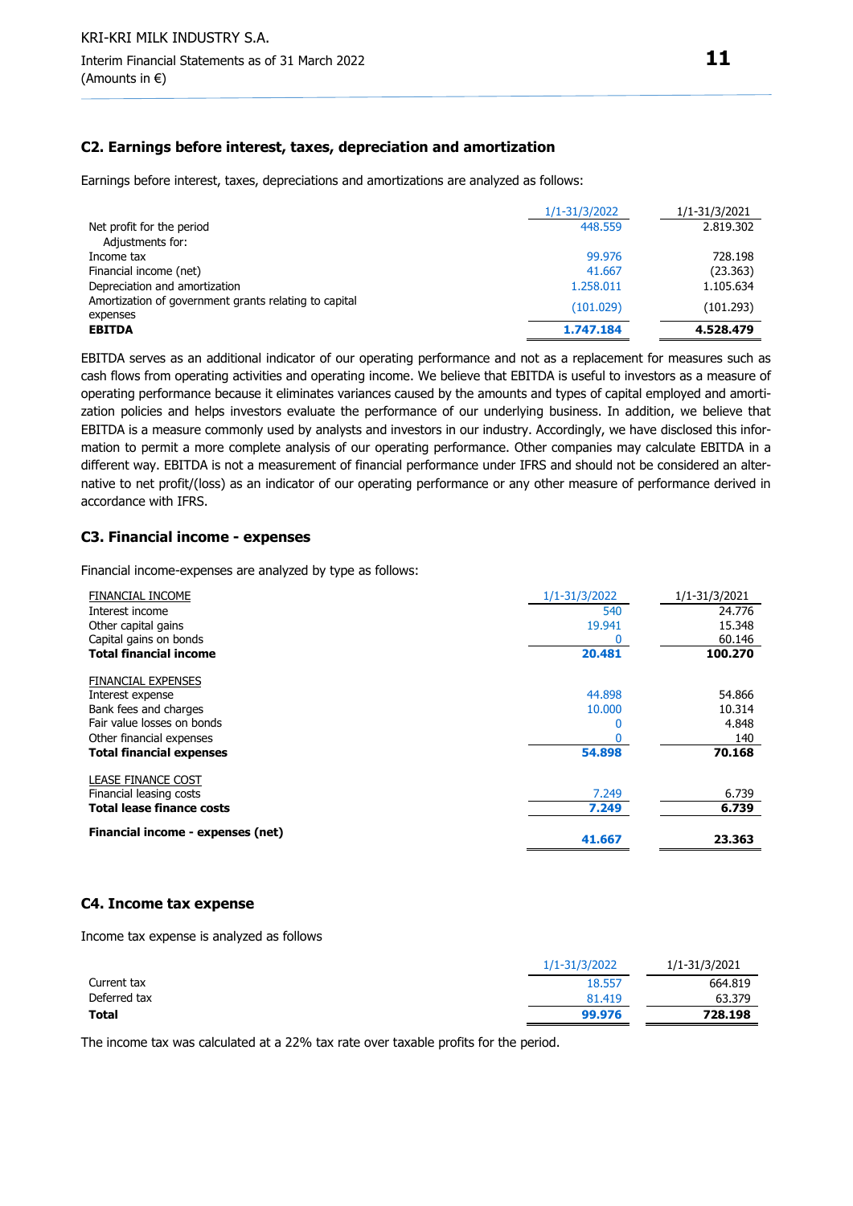## C2. Earnings before interest, taxes, depreciation and amortization

Earnings before interest, taxes, depreciations and amortizations are analyzed as follows:

| | 1/1-31/3/2022 | 1/1-31/3/2021 |
|---|---|---|
| Net profit for the period | 448.559 | 2.819.302 |
| Adjustments for: | | |
| Income tax | 99.976 | 728.198 |
| Financial income (net) | 41.667 | (23.363) |
| Depreciation and amortization | 1.258.011 | 1.105.634 |
| Amortization of government grants relating to capital expenses | (101.029) | (101.293) |
| **EBITDA** | **1.747.184** | **4.528.479** |

EBITDA serves as an additional indicator of our operating performance and not as a replacement for measures such as cash flows from operating activities and operating income. We believe that EBITDA is useful to investors as a measure of operating performance because it eliminates variances caused by the amounts and types of capital employed and amortization policies and helps investors evaluate the performance of our underlying business. In addition, we believe that EBITDA is a measure commonly used by analysts and investors in our industry. Accordingly, we have disclosed this information to permit a more complete analysis of our operating performance. Other companies may calculate EBITDA in a different way. EBITDA is not a measurement of financial performance under IFRS and should not be considered an alternative to net profit/(loss) as an indicator of our operating performance or any other measure of performance derived in accordance with IFRS.

## C3. Financial income - expenses

Financial income-expenses are analyzed by type as follows:

| | 1/1-31/3/2022 | 1/1-31/3/2021 |
|---|---|---|
| FINANCIAL INCOME | | |
| Interest income | 540 | 24.776 |
| Other capital gains | 19.941 | 15.348 |
| Capital gains on bonds | 0 | 60.146 |
| **Total financial income** | **20.481** | **100.270** |
| | | |
| FINANCIAL EXPENSES | | |
| Interest expense | 44.898 | 54.866 |
| Bank fees and charges | 10.000 | 10.314 |
| Fair value losses on bonds | 0 | 4.848 |
| Other financial expenses | 0 | 140 |
| **Total financial expenses** | **54.898** | **70.168** |
| | | |
| LEASE FINANCE COST | | |
| Financial leasing costs | 7.249 | 6.739 |
| **Total lease finance costs** | **7.249** | **6.739** |
| | | |
| **Financial income - expenses (net)** | **41.667** | **23.363** |

## C4. Income tax expense

Income tax expense is analyzed as follows

| | 1/1-31/3/2022 | 1/1-31/3/2021 |
|---|---|---|
| Current tax | 18.557 | 664.819 |
| Deferred tax | 81.419 | 63.379 |
| **Total** | **99.976** | **728.198** |

The income tax was calculated at a 22% tax rate over taxable profits for the period.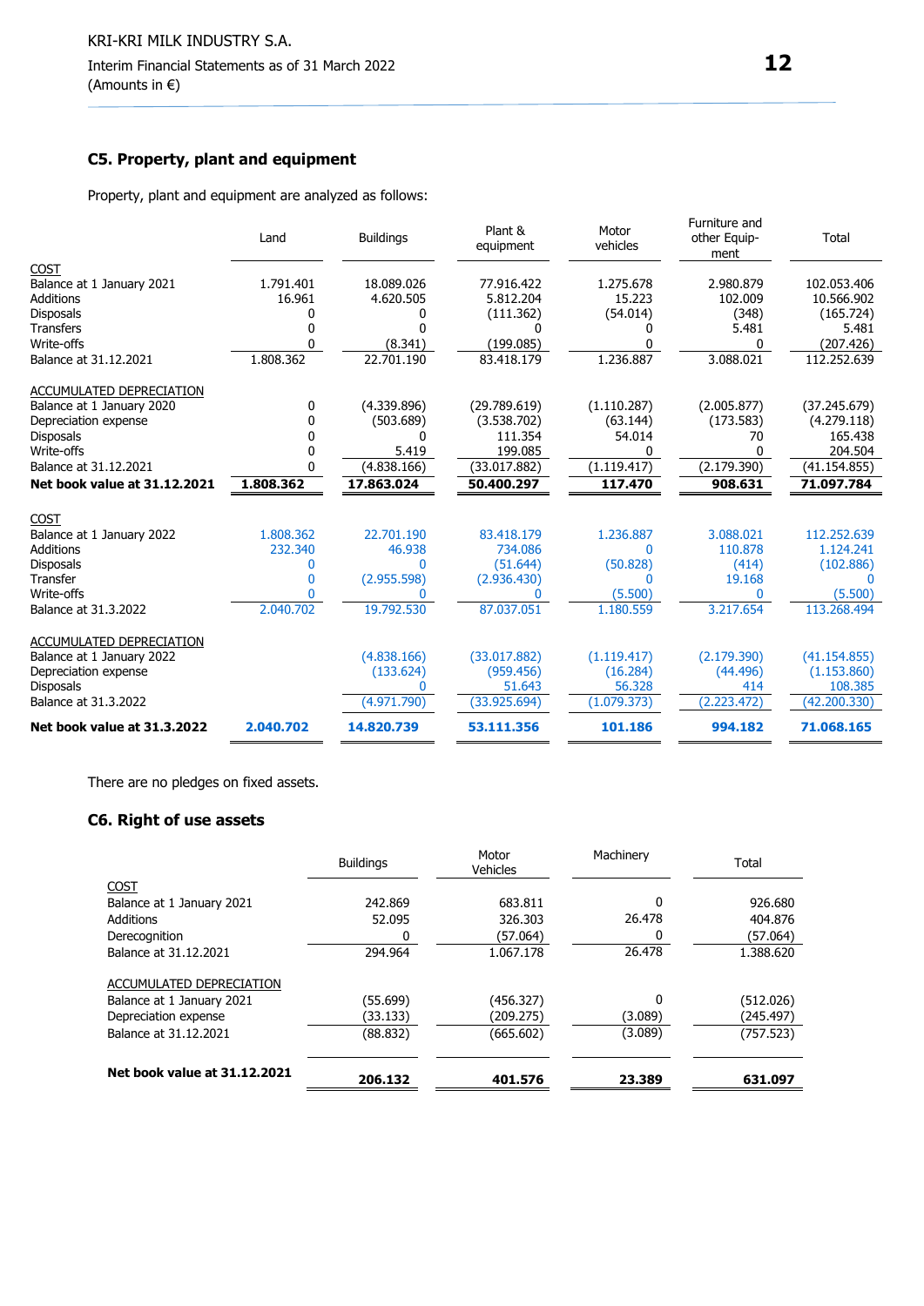## C5. Property, plant and equipment

Property, plant and equipment are analyzed as follows:

| | Land | Buildings | Plant & equipment | Motor vehicles | Furniture and other Equip-ment | Total |
|---|---|---|---|---|---|---|
| COST | | | | | | |
| Balance at 1 January 2021 | 1.791.401 | 18.089.026 | 77.916.422 | 1.275.678 | 2.980.879 | 102.053.406 |
| Additions | 16.961 | 4.620.505 | 5.812.204 | 15.223 | 102.009 | 10.566.902 |
| Disposals | 0 | 0 | (111.362) | (54.014) | (348) | (165.724) |
| Transfers | 0 | 0 | 0 | 0 | 5.481 | 5.481 |
| Write-offs | 0 | (8.341) | (199.085) | 0 | 0 | (207.426) |
| Balance at 31.12.2021 | 1.808.362 | 22.701.190 | 83.418.179 | 1.236.887 | 3.088.021 | 112.252.639 |
| ACCUMULATED DEPRECIATION | | | | | | |
| Balance at 1 January 2020 | 0 | (4.339.896) | (29.789.619) | (1.110.287) | (2.005.877) | (37.245.679) |
| Depreciation expense | 0 | (503.689) | (3.538.702) | (63.144) | (173.583) | (4.279.118) |
| Disposals | 0 | 0 | 111.354 | 54.014 | 70 | 165.438 |
| Write-offs | 0 | 5.419 | 199.085 | 0 | 0 | 204.504 |
| Balance at 31.12.2021 | 0 | (4.838.166) | (33.017.882) | (1.119.417) | (2.179.390) | (41.154.855) |
| **Net book value at 31.12.2021** | **1.808.362** | **17.863.024** | **50.400.297** | **117.470** | **908.631** | **71.097.784** |
| COST | | | | | | |
| Balance at 1 January 2022 | 1.808.362 | 22.701.190 | 83.418.179 | 1.236.887 | 3.088.021 | 112.252.639 |
| Additions | 232.340 | 46.938 | 734.086 | 0 | 110.878 | 1.124.241 |
| Disposals | 0 | 0 | (51.644) | (50.828) | (414) | (102.886) |
| Transfer | 0 | (2.955.598) | (2.936.430) | 0 | 19.168 | 0 |
| Write-offs | 0 | 0 | 0 | (5.500) | 0 | (5.500) |
| Balance at 31.3.2022 | 2.040.702 | 19.792.530 | 87.037.051 | 1.180.559 | 3.217.654 | 113.268.494 |
| ACCUMULATED DEPRECIATION | | | | | | |
| Balance at 1 January 2022 | | (4.838.166) | (33.017.882) | (1.119.417) | (2.179.390) | (41.154.855) |
| Depreciation expense | | (133.624) | (959.456) | (16.284) | (44.496) | (1.153.860) |
| Disposals | | 0 | 51.643 | 56.328 | 414 | 108.385 |
| Balance at 31.3.2022 | | (4.971.790) | (33.925.694) | (1.079.373) | (2.223.472) | (42.200.330) |
| **Net book value at 31.3.2022** | **2.040.702** | **14.820.739** | **53.111.356** | **101.186** | **994.182** | **71.068.165** |

There are no pledges on fixed assets.

## C6. Right of use assets

| | Buildings | Motor Vehicles | Machinery | Total |
|---|---|---|---|---|
| COST | | | | |
| Balance at 1 January 2021 | 242.869 | 683.811 | 0 | 926.680 |
| Additions | 52.095 | 326.303 | 26.478 | 404.876 |
| Derecognition | 0 | (57.064) | 0 | (57.064) |
| Balance at 31.12.2021 | 294.964 | 1.067.178 | 26.478 | 1.388.620 |
| ACCUMULATED DEPRECIATION | | | | |
| Balance at 1 January 2021 | (55.699) | (456.327) | 0 | (512.026) |
| Depreciation expense | (33.133) | (209.275) | (3.089) | (245.497) |
| Balance at 31.12.2021 | (88.832) | (665.602) | (3.089) | (757.523) |
| **Net book value at 31.12.2021** | **206.132** | **401.576** | **23.389** | **631.097** |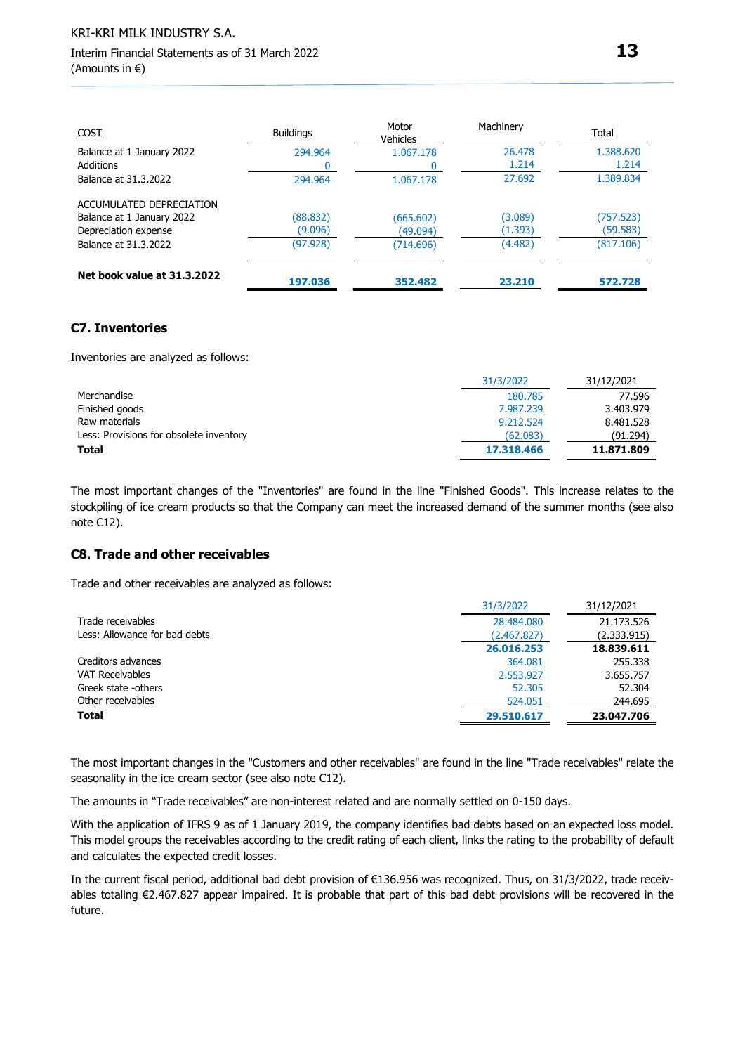| COST | Buildings | Motor Vehicles | Machinery | Total |
|---|---|---|---|---|
| Balance at 1 January 2022 | 294.964 | 1.067.178 | 26.478 | 1.388.620 |
| Additions | 0 | 0 | 1.214 | 1.214 |
| Balance at 31.3.2022 | 294.964 | 1.067.178 | 27.692 | 1.389.834 |
| ACCUMULATED DEPRECIATION | | | | |
| Balance at 1 January 2022 | (88.832) | (665.602) | (3.089) | (757.523) |
| Depreciation expense | (9.096) | (49.094) | (1.393) | (59.583) |
| Balance at 31.3.2022 | (97.928) | (714.696) | (4.482) | (817.106) |
| **Net book value at 31.3.2022** | **197.036** | **352.482** | **23.210** | **572.728** |

## C7. Inventories

Inventories are analyzed as follows:

| | 31/3/2022 | 31/12/2021 |
|---|---|---|
| Merchandise | 180.785 | 77.596 |
| Finished goods | 7.987.239 | 3.403.979 |
| Raw materials | 9.212.524 | 8.481.528 |
| Less: Provisions for obsolete inventory | (62.083) | (91.294) |
| **Total** | **17.318.466** | **11.871.809** |

The most important changes of the "Inventories" are found in the line "Finished Goods". This increase relates to the stockpiling of ice cream products so that the Company can meet the increased demand of the summer months (see also note C12).

## C8. Trade and other receivables

Trade and other receivables are analyzed as follows:

| | 31/3/2022 | 31/12/2021 |
|---|---|---|
| Trade receivables | 28.484.080 | 21.173.526 |
| Less: Allowance for bad debts | (2.467.827) | (2.333.915) |
| | **26.016.253** | **18.839.611** |
| Creditors advances | 364.081 | 255.338 |
| VAT Receivables | 2.553.927 | 3.655.757 |
| Greek state -others | 52.305 | 52.304 |
| Other receivables | 524.051 | 244.695 |
| **Total** | **29.510.617** | **23.047.706** |

The most important changes in the "Customers and other receivables" are found in the line "Trade receivables" relate the seasonality in the ice cream sector (see also note C12).

The amounts in "Trade receivables" are non-interest related and are normally settled on 0-150 days.

With the application of IFRS 9 as of 1 January 2019, the company identifies bad debts based on an expected loss model. This model groups the receivables according to the credit rating of each client, links the rating to the probability of default and calculates the expected credit losses.

In the current fiscal period, additional bad debt provision of €136.956 was recognized. Thus, on 31/3/2022, trade receivables totaling €2.467.827 appear impaired. It is probable that part of this bad debt provisions will be recovered in the future.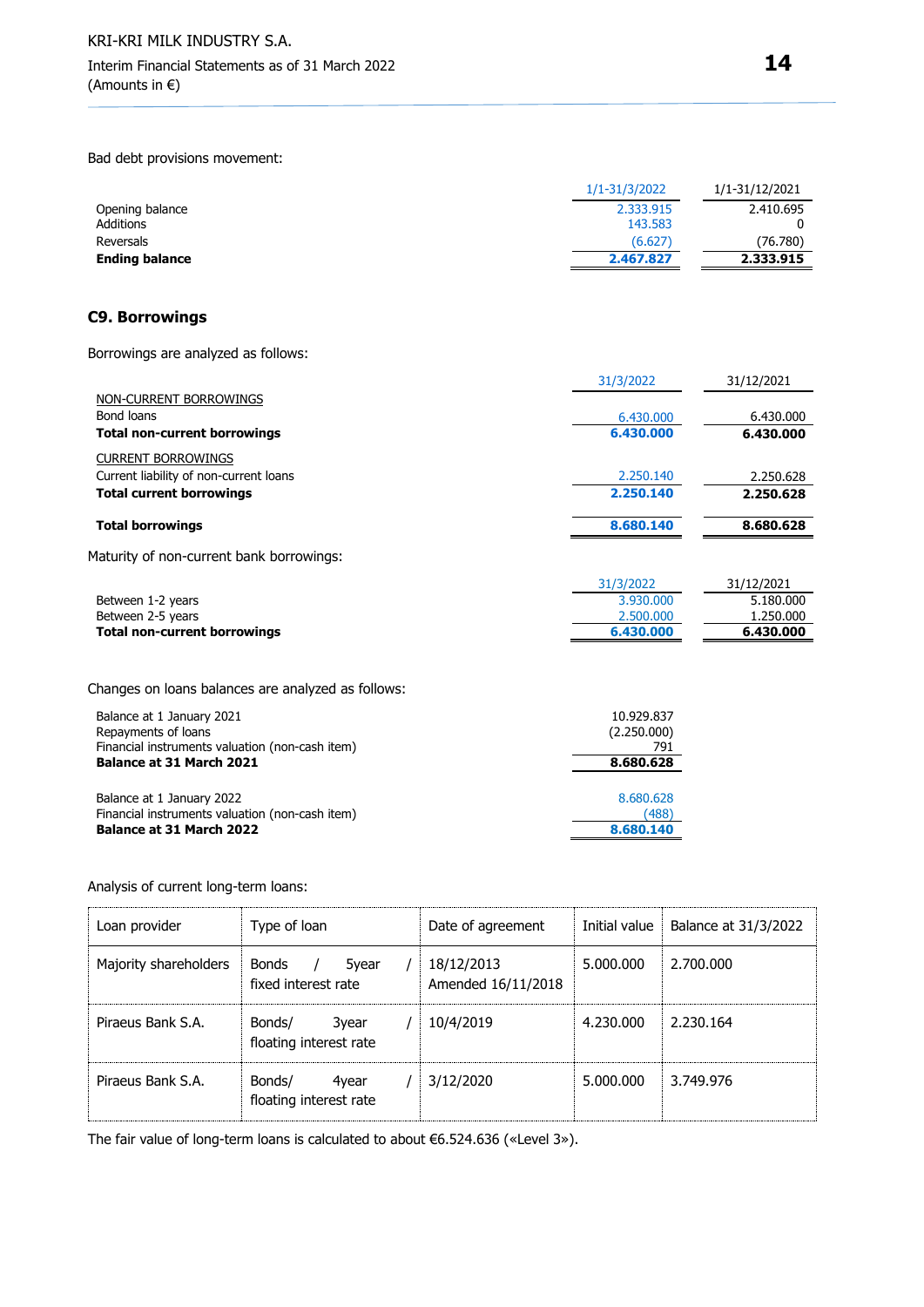Bad debt provisions movement:

| | 1/1-31/3/2022 | 1/1-31/12/2021 |
|---|---|---|
| Opening balance | 2.333.915 | 2.410.695 |
| Additions | 143.583 | 0 |
| Reversals | (6.627) | (76.780) |
| **Ending balance** | **2.467.827** | **2.333.915** |

## C9. Borrowings

Borrowings are analyzed as follows:

| | 31/3/2022 | 31/12/2021 |
|---|---|---|
| NON-CURRENT BORROWINGS | | |
| Bond loans | 6.430.000 | 6.430.000 |
| **Total non-current borrowings** | **6.430.000** | **6.430.000** |
| CURRENT BORROWINGS | | |
| Current liability of non-current loans | 2.250.140 | 2.250.628 |
| **Total current borrowings** | **2.250.140** | **2.250.628** |
| **Total borrowings** | **8.680.140** | **8.680.628** |

Maturity of non-current bank borrowings:

| | 31/3/2022 | 31/12/2021 |
|---|---|---|
| Between 1-2 years | 3.930.000 | 5.180.000 |
| Between 2-5 years | 2.500.000 | 1.250.000 |
| **Total non-current borrowings** | **6.430.000** | **6.430.000** |

Changes on loans balances are analyzed as follows:

| | |
|---|---|
| Balance at 1 January 2021 | 10.929.837 |
| Repayments of loans | (2.250.000) |
| Financial instruments valuation (non-cash item) | 791 |
| **Balance at 31 March 2021** | **8.680.628** |
| | |
| Balance at 1 January 2022 | 8.680.628 |
| Financial instruments valuation (non-cash item) | (488) |
| **Balance at 31 March 2022** | **8.680.140** |

Analysis of current long-term loans:

| Loan provider | Type of loan | Date of agreement | Initial value | Balance at 31/3/2022 |
|---|---|---|---|---|
| Majority shareholders | Bonds / 5year / fixed interest rate | 18/12/2013 Amended 16/11/2018 | 5.000.000 | 2.700.000 |
| Piraeus Bank S.A. | Bonds/ 3year / floating interest rate | 10/4/2019 | 4.230.000 | 2.230.164 |
| Piraeus Bank S.A. | Bonds/ 4year / floating interest rate | 3/12/2020 | 5.000.000 | 3.749.976 |

The fair value of long-term loans is calculated to about €6.524.636 («Level 3»).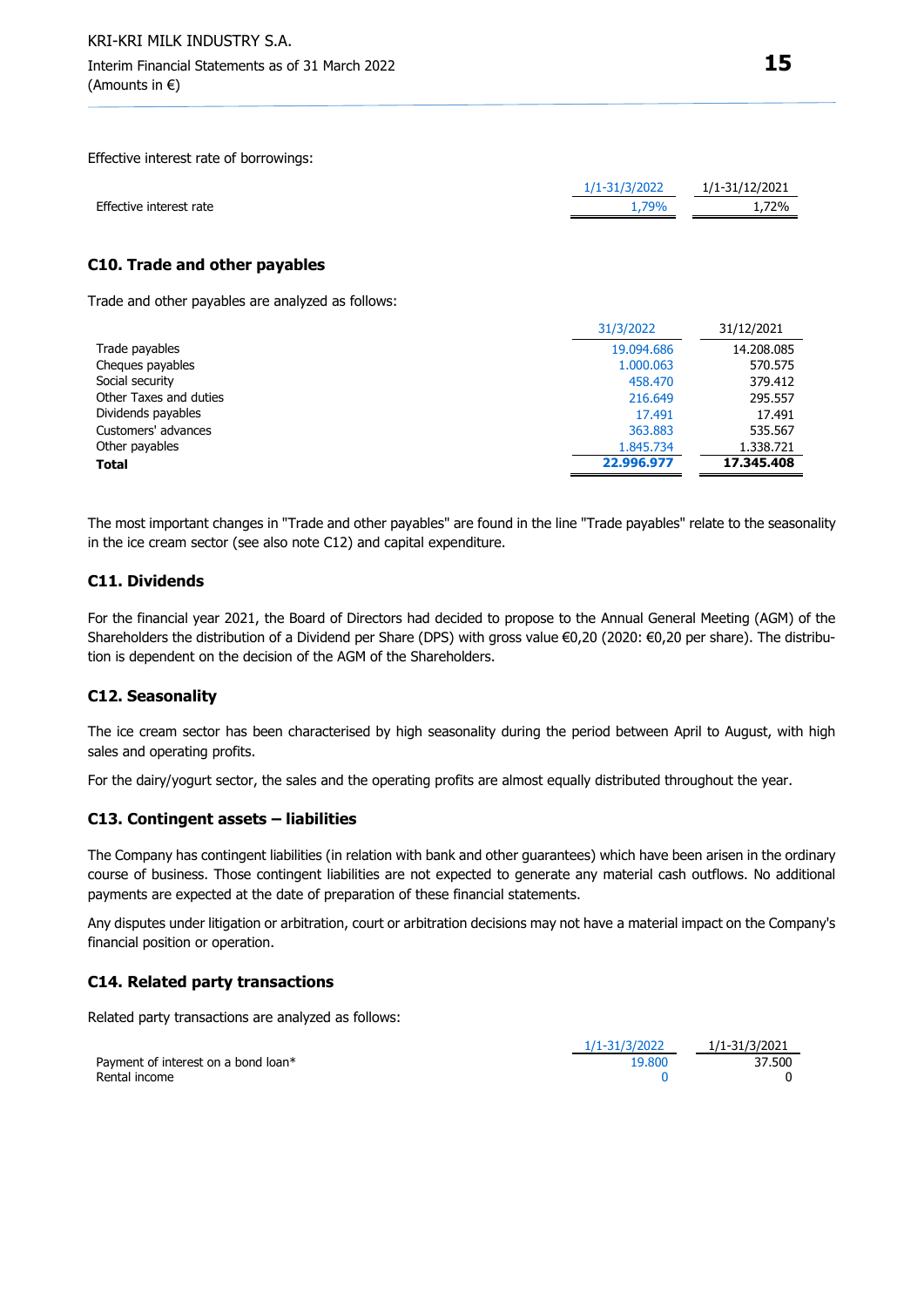Effective interest rate of borrowings:

| | 1/1-31/3/2022 | 1/1-31/12/2021 |
|---|---|---|
| Effective interest rate | 1,79% | 1,72% |

## C10. Trade and other payables

Trade and other payables are analyzed as follows:

| | 31/3/2022 | 31/12/2021 |
|---|---|---|
| Trade payables | 19.094.686 | 14.208.085 |
| Cheques payables | 1.000.063 | 570.575 |
| Social security | 458.470 | 379.412 |
| Other Taxes and duties | 216.649 | 295.557 |
| Dividends payables | 17.491 | 17.491 |
| Customers' advances | 363.883 | 535.567 |
| Other payables | 1.845.734 | 1.338.721 |
| **Total** | **22.996.977** | **17.345.408** |

The most important changes in "Trade and other payables" are found in the line "Trade payables" relate to the seasonality in the ice cream sector (see also note C12) and capital expenditure.

## C11. Dividends

For the financial year 2021, the Board of Directors had decided to propose to the Annual General Meeting (AGM) of the Shareholders the distribution of a Dividend per Share (DPS) with gross value €0,20 (2020: €0,20 per share). The distribution is dependent on the decision of the AGM of the Shareholders.

## C12. Seasonality

The ice cream sector has been characterised by high seasonality during the period between April to August, with high sales and operating profits.

For the dairy/yogurt sector, the sales and the operating profits are almost equally distributed throughout the year.

## C13. Contingent assets – liabilities

The Company has contingent liabilities (in relation with bank and other guarantees) which have been arisen in the ordinary course of business. Those contingent liabilities are not expected to generate any material cash outflows. No additional payments are expected at the date of preparation of these financial statements.

Any disputes under litigation or arbitration, court or arbitration decisions may not have a material impact on the Company's financial position or operation.

## C14. Related party transactions

Related party transactions are analyzed as follows:

| | 1/1-31/3/2022 | 1/1-31/3/2021 |
|---|---|---|
| Payment of interest on a bond loan* | 19.800 | 37.500 |
| Rental income | 0 | 0 |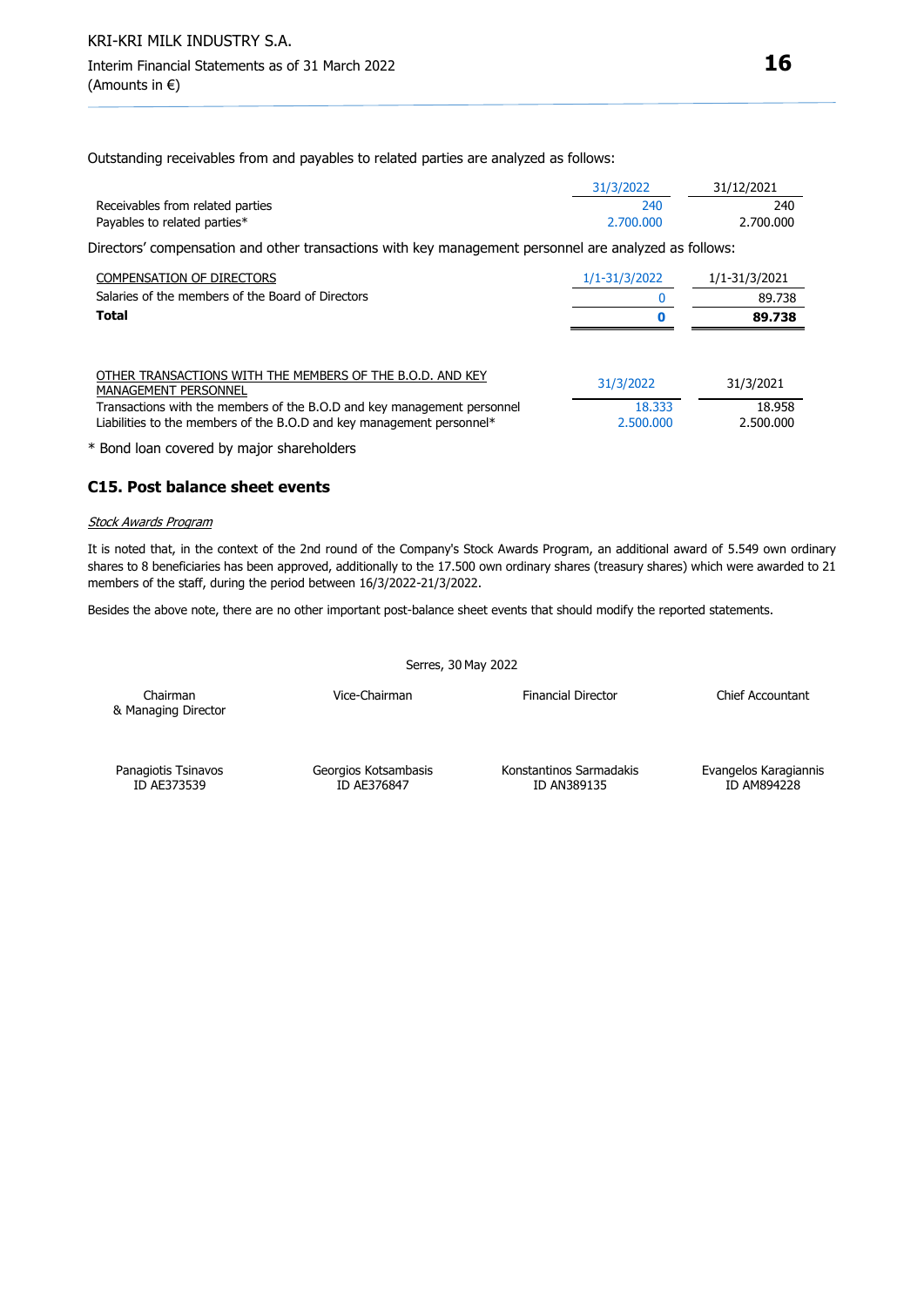Outstanding receivables from and payables to related parties are analyzed as follows:

| | 31/3/2022 | 31/12/2021 |
|---|---|---|
| Receivables from related parties | 240 | 240 |
| Payables to related parties* | 2.700.000 | 2.700.000 |

Directors' compensation and other transactions with key management personnel are analyzed as follows:

| COMPENSATION OF DIRECTORS | 1/1-31/3/2022 | 1/1-31/3/2021 |
|---|---|---|
| Salaries of the members of the Board of Directors | 0 | 89.738 |
| **Total** | **0** | **89.738** |

| OTHER TRANSACTIONS WITH THE MEMBERS OF THE B.O.D. AND KEY MANAGEMENT PERSONNEL | 31/3/2022 | 31/3/2021 |
|---|---|---|
| Transactions with the members of the B.O.D and key management personnel | 18.333 | 18.958 |
| Liabilities to the members of the B.O.D and key management personnel* | 2.500.000 | 2.500.000 |

\* Bond loan covered by major shareholders

## C15. Post balance sheet events

*Stock Awards Program*

It is noted that, in the context of the 2nd round of the Company's Stock Awards Program, an additional award of 5.549 own ordinary shares to 8 beneficiaries has been approved, additionally to the 17.500 own ordinary shares (treasury shares) which were awarded to 21 members of the staff, during the period between 16/3/2022-21/3/2022.

Besides the above note, there are no other important post-balance sheet events that should modify the reported statements.

Serres, 30 May 2022

| Chairman & Managing Director | Vice-Chairman | Financial Director | Chief Accountant |
|---|---|---|---|
| Panagiotis Tsinavos<br>ID AE373539 | Georgios Kotsambasis<br>ID AE376847 | Konstantinos Sarmadakis<br>ID AN389135 | Evangelos Karagiannis<br>ID AM894228 |